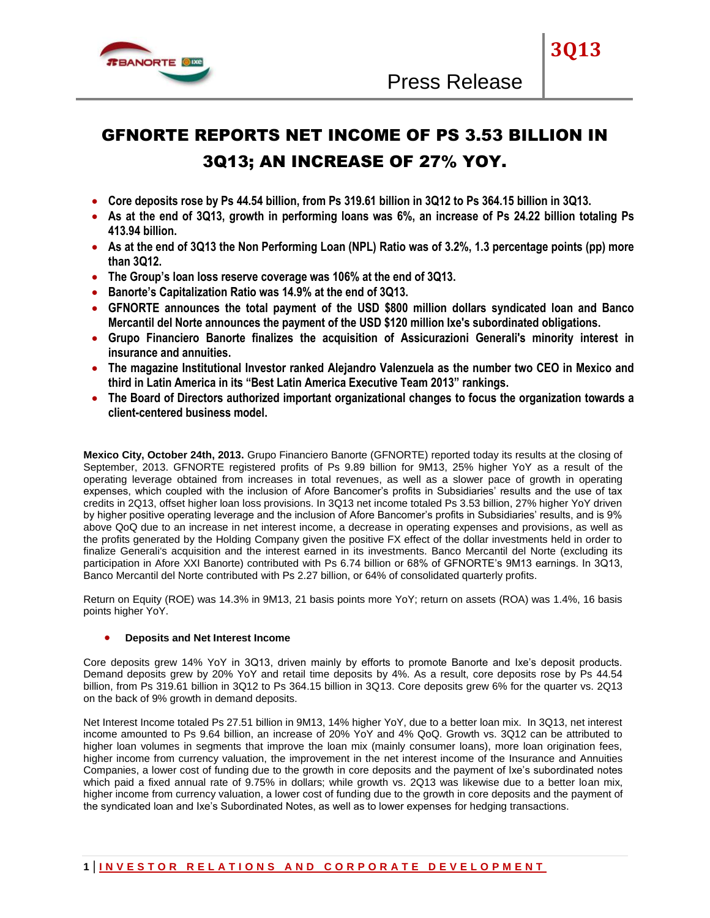# GFNORTE REPORTS NET INCOME OF PS 3.53 BILLION IN 3Q13; AN INCREASE OF 27% YOY.

- **Core deposits rose by Ps 44.54 billion, from Ps 319.61 billion in 3Q12 to Ps 364.15 billion in 3Q13.**
- **As at the end of 3Q13, growth in performing loans was 6%, an increase of Ps 24.22 billion totaling Ps 413.94 billion.**
- **As at the end of 3Q13 the Non Performing Loan (NPL) Ratio was of 3.2%, 1.3 percentage points (pp) more than 3Q12.**
- **The Group's loan loss reserve coverage was 106% at the end of 3Q13.**
- **Banorte's Capitalization Ratio was 14.9% at the end of 3Q13.**
- **GFNORTE announces the total payment of the USD $800 million dollars syndicated loan and Banco Mercantil del Norte announces the payment of the USD $120 million Ixe's subordinated obligations.**
- **Grupo Financiero Banorte finalizes the acquisition of Assicurazioni Generali's minority interest in insurance and annuities.**
- **The magazine Institutional Investor ranked Alejandro Valenzuela as the number two CEO in Mexico and third in Latin America in its "Best Latin America Executive Team 2013" rankings.**
- **The Board of Directors authorized important organizational changes to focus the organization towards a client-centered business model.**

**Mexico City, October 24th, 2013.** Grupo Financiero Banorte (GFNORTE) reported today its results at the closing of September, 2013. GFNORTE registered profits of Ps 9.89 billion for 9M13, 25% higher YoY as a result of the operating leverage obtained from increases in total revenues, as well as a slower pace of growth in operating expenses, which coupled with the inclusion of Afore Bancomer's profits in Subsidiaries' results and the use of tax credits in 2Q13, offset higher loan loss provisions. In 3Q13 net income totaled Ps 3.53 billion, 27% higher YoY driven by higher positive operating leverage and the inclusion of Afore Bancomer's profits in Subsidiaries' results, and is 9% above QoQ due to an increase in net interest income, a decrease in operating expenses and provisions, as well as the profits generated by the Holding Company given the positive FX effect of the dollar investments held in order to finalize Generali's acquisition and the interest earned in its investments. Banco Mercantil del Norte (excluding its participation in Afore XXI Banorte) contributed with Ps 6.74 billion or 68% of GFNORTE's 9M13 earnings. In 3Q13, Banco Mercantil del Norte contributed with Ps 2.27 billion, or 64% of consolidated quarterly profits.

Return on Equity (ROE) was 14.3% in 9M13, 21 basis points more YoY; return on assets (ROA) was 1.4%, 16 basis points higher YoY.

- **Deposits and Net Interest Income**

Core deposits grew 14% YoY in 3Q13, driven mainly by efforts to promote Banorte and Ixe's deposit products. Demand deposits grew by 20% YoY and retail time deposits by 4%. As a result, core deposits rose by Ps 44.54 billion, from Ps 319.61 billion in 3Q12 to Ps 364.15 billion in 3Q13. Core deposits grew 6% for the quarter vs. 2Q13 on the back of 9% growth in demand deposits.

Net Interest Income totaled Ps 27.51 billion in 9M13, 14% higher YoY, due to a better loan mix. In 3Q13, net interest income amounted to Ps 9.64 billion, an increase of 20% YoY and 4% QoQ. Growth vs. 3Q12 can be attributed to higher loan volumes in segments that improve the loan mix (mainly consumer loans), more loan origination fees, higher income from currency valuation, the improvement in the net interest income of the Insurance and Annuities Companies, a lower cost of funding due to the growth in core deposits and the payment of Ixe's subordinated notes which paid a fixed annual rate of 9.75% in dollars; while growth vs. 2Q13 was likewise due to a better loan mix, higher income from currency valuation, a lower cost of funding due to the growth in core deposits and the payment of the syndicated loan and Ixe's Subordinated Notes, as well as to lower expenses for hedging transactions.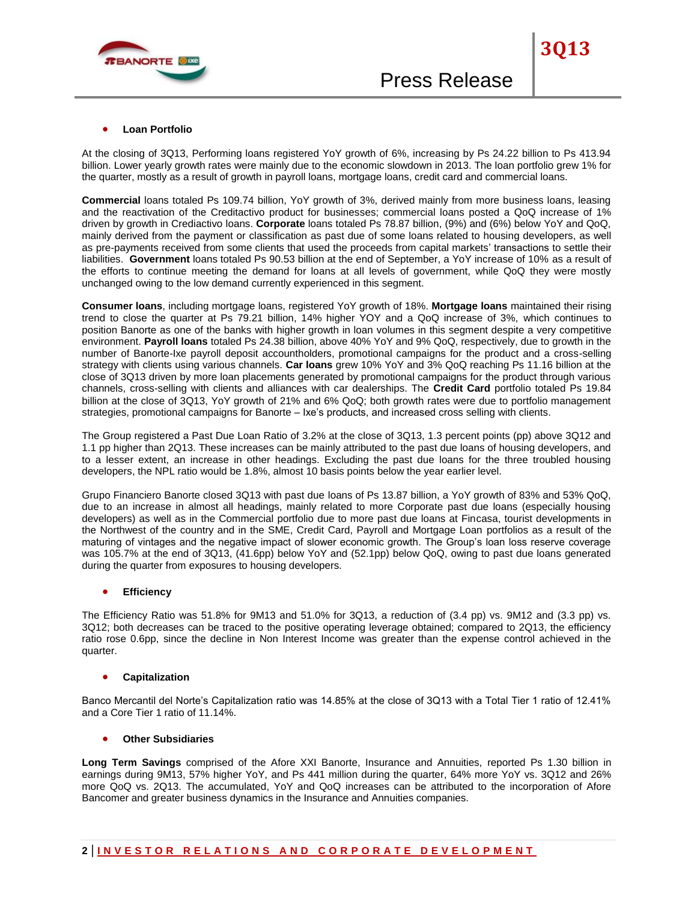- **Loan Portfolio**

At the closing of 3Q13, Performing loans registered YoY growth of 6%, increasing by Ps 24.22 billion to Ps 413.94 billion. Lower yearly growth rates were mainly due to the economic slowdown in 2013. The loan portfolio grew 1% for the quarter, mostly as a result of growth in payroll loans, mortgage loans, credit card and commercial loans.

**Commercial** loans totaled Ps 109.74 billion, YoY growth of 3%, derived mainly from more business loans, leasing and the reactivation of the Creditactivo product for businesses; commercial loans posted a QoQ increase of 1% driven by growth in Crediactivo loans. **Corporate** loans totaled Ps 78.87 billion, (9%) and (6%) below YoY and QoQ, mainly derived from the payment or classification as past due of some loans related to housing developers, as well as pre-payments received from some clients that used the proceeds from capital markets' transactions to settle their liabilities. **Government** loans totaled Ps 90.53 billion at the end of September, a YoY increase of 10% as a result of the efforts to continue meeting the demand for loans at all levels of government, while QoQ they were mostly unchanged owing to the low demand currently experienced in this segment.

**Consumer loans**, including mortgage loans, registered YoY growth of 18%. **Mortgage loans** maintained their rising trend to close the quarter at Ps 79.21 billion, 14% higher YOY and a QoQ increase of 3%, which continues to position Banorte as one of the banks with higher growth in loan volumes in this segment despite a very competitive environment. **Payroll loans** totaled Ps 24.38 billion, above 40% YoY and 9% QoQ, respectively, due to growth in the number of Banorte-Ixe payroll deposit accountholders, promotional campaigns for the product and a cross-selling strategy with clients using various channels. **Car loans** grew 10% YoY and 3% QoQ reaching Ps 11.16 billion at the close of 3Q13 driven by more loan placements generated by promotional campaigns for the product through various channels, cross-selling with clients and alliances with car dealerships. The **Credit Card** portfolio totaled Ps 19.84 billion at the close of 3Q13, YoY growth of 21% and 6% QoQ; both growth rates were due to portfolio management strategies, promotional campaigns for Banorte – Ixe's products, and increased cross selling with clients.

The Group registered a Past Due Loan Ratio of 3.2% at the close of 3Q13, 1.3 percent points (pp) above 3Q12 and 1.1 pp higher than 2Q13. These increases can be mainly attributed to the past due loans of housing developers, and to a lesser extent, an increase in other headings. Excluding the past due loans for the three troubled housing developers, the NPL ratio would be 1.8%, almost 10 basis points below the year earlier level.

Grupo Financiero Banorte closed 3Q13 with past due loans of Ps 13.87 billion, a YoY growth of 83% and 53% QoQ, due to an increase in almost all headings, mainly related to more Corporate past due loans (especially housing developers) as well as in the Commercial portfolio due to more past due loans at Fincasa, tourist developments in the Northwest of the country and in the SME, Credit Card, Payroll and Mortgage Loan portfolios as a result of the maturing of vintages and the negative impact of slower economic growth. The Group's loan loss reserve coverage was 105.7% at the end of 3Q13, (41.6pp) below YoY and (52.1pp) below QoQ, owing to past due loans generated during the quarter from exposures to housing developers.

- **Efficiency**

The Efficiency Ratio was 51.8% for 9M13 and 51.0% for 3Q13, a reduction of (3.4 pp) vs. 9M12 and (3.3 pp) vs. 3Q12; both decreases can be traced to the positive operating leverage obtained; compared to 2Q13, the efficiency ratio rose 0.6pp, since the decline in Non Interest Income was greater than the expense control achieved in the quarter.

- **Capitalization**

Banco Mercantil del Norte's Capitalization ratio was 14.85% at the close of 3Q13 with a Total Tier 1 ratio of 12.41% and a Core Tier 1 ratio of 11.14%.

- **Other Subsidiaries**

**Long Term Savings** comprised of the Afore XXI Banorte, Insurance and Annuities, reported Ps 1.30 billion in earnings during 9M13, 57% higher YoY, and Ps 441 million during the quarter, 64% more YoY vs. 3Q12 and 26% more QoQ vs. 2Q13. The accumulated, YoY and QoQ increases can be attributed to the incorporation of Afore Bancomer and greater business dynamics in the Insurance and Annuities companies.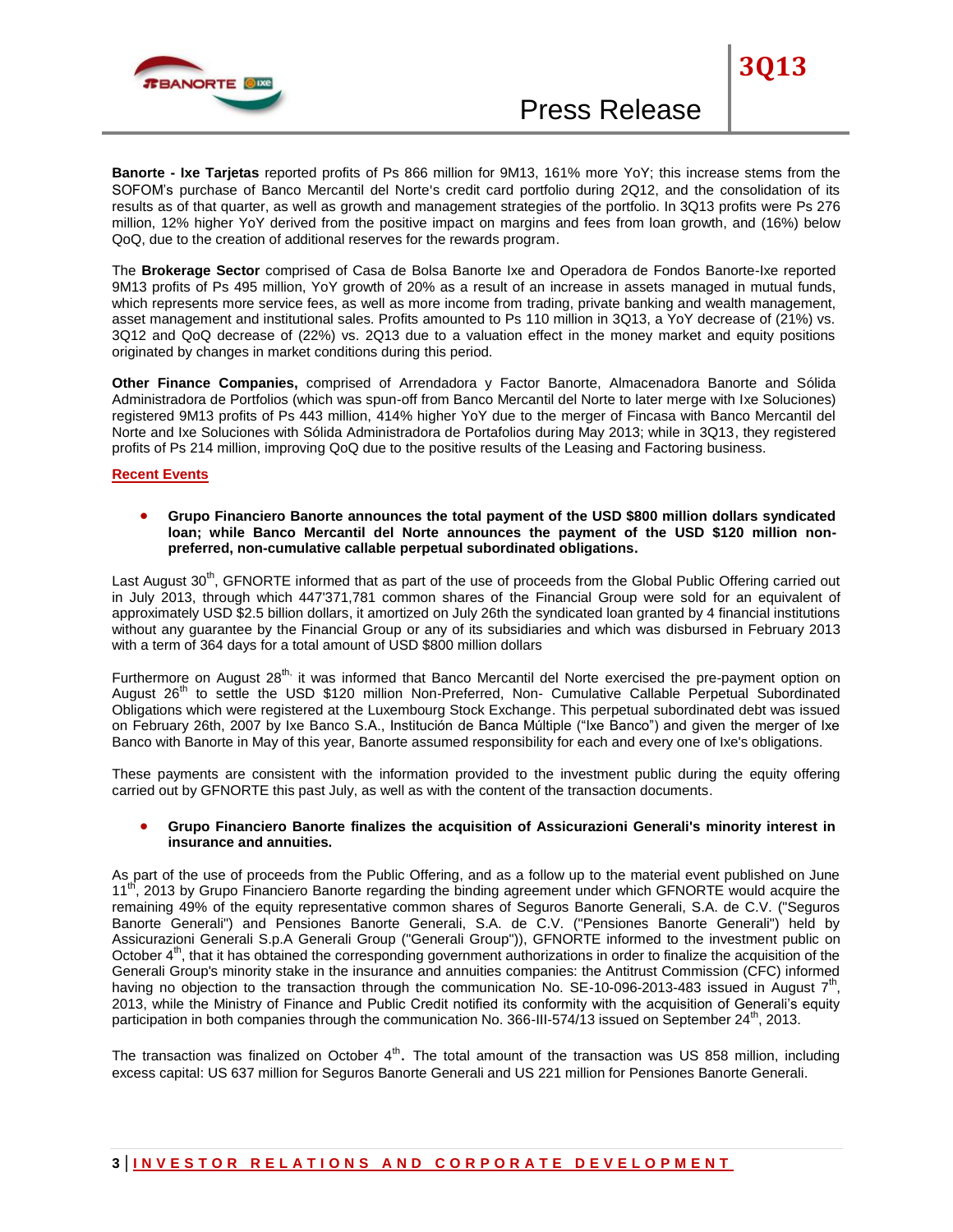**Banorte - Ixe Tarjetas** reported profits of Ps 866 million for 9M13, 161% more YoY; this increase stems from the SOFOM's purchase of Banco Mercantil del Norte's credit card portfolio during 2Q12, and the consolidation of its results as of that quarter, as well as growth and management strategies of the portfolio. In 3Q13 profits were Ps 276 million, 12% higher YoY derived from the positive impact on margins and fees from loan growth, and (16%) below QoQ, due to the creation of additional reserves for the rewards program.

The **Brokerage Sector** comprised of Casa de Bolsa Banorte Ixe and Operadora de Fondos Banorte-Ixe reported 9M13 profits of Ps 495 million, YoY growth of 20% as a result of an increase in assets managed in mutual funds, which represents more service fees, as well as more income from trading, private banking and wealth management, asset management and institutional sales. Profits amounted to Ps 110 million in 3Q13, a YoY decrease of (21%) vs. 3Q12 and QoQ decrease of (22%) vs. 2Q13 due to a valuation effect in the money market and equity positions originated by changes in market conditions during this period.

**Other Finance Companies,** comprised of Arrendadora y Factor Banorte, Almacenadora Banorte and Sólida Administradora de Portfolios (which was spun-off from Banco Mercantil del Norte to later merge with Ixe Soluciones) registered 9M13 profits of Ps 443 million, 414% higher YoY due to the merger of Fincasa with Banco Mercantil del Norte and Ixe Soluciones with Sólida Administradora de Portafolios during May 2013; while in 3Q13, they registered profits of Ps 214 million, improving QoQ due to the positive results of the Leasing and Factoring business.

## Recent Events

- **Grupo Financiero Banorte announces the total payment of the USD $800 million dollars syndicated loan; while Banco Mercantil del Norte announces the payment of the USD $120 million non-preferred, non-cumulative callable perpetual subordinated obligations.**

Last August 30th, GFNORTE informed that as part of the use of proceeds from the Global Public Offering carried out in July 2013, through which 447'371,781 common shares of the Financial Group were sold for an equivalent of approximately USD $2.5 billion dollars, it amortized on July 26th the syndicated loan granted by 4 financial institutions without any guarantee by the Financial Group or any of its subsidiaries and which was disbursed in February 2013 with a term of 364 days for a total amount of USD $800 million dollars

Furthermore on August 28th, it was informed that Banco Mercantil del Norte exercised the pre-payment option on August 26th to settle the USD $120 million Non-Preferred, Non- Cumulative Callable Perpetual Subordinated Obligations which were registered at the Luxembourg Stock Exchange. This perpetual subordinated debt was issued on February 26th, 2007 by Ixe Banco S.A., Institución de Banca Múltiple ("Ixe Banco") and given the merger of Ixe Banco with Banorte in May of this year, Banorte assumed responsibility for each and every one of Ixe's obligations.

These payments are consistent with the information provided to the investment public during the equity offering carried out by GFNORTE this past July, as well as with the content of the transaction documents.

- **Grupo Financiero Banorte finalizes the acquisition of Assicurazioni Generali's minority interest in insurance and annuities.**

As part of the use of proceeds from the Public Offering, and as a follow up to the material event published on June 11th, 2013 by Grupo Financiero Banorte regarding the binding agreement under which GFNORTE would acquire the remaining 49% of the equity representative common shares of Seguros Banorte Generali, S.A. de C.V. ("Seguros Banorte Generali") and Pensiones Banorte Generali, S.A. de C.V. ("Pensiones Banorte Generali") held by Assicurazioni Generali S.p.A Generali Group ("Generali Group")), GFNORTE informed to the investment public on October 4th, that it has obtained the corresponding government authorizations in order to finalize the acquisition of the Generali Group's minority stake in the insurance and annuities companies: the Antitrust Commission (CFC) informed having no objection to the transaction through the communication No. SE-10-096-2013-483 issued in August 7th, 2013, while the Ministry of Finance and Public Credit notified its conformity with the acquisition of Generali's equity participation in both companies through the communication No. 366-III-574/13 issued on September 24th, 2013.

The transaction was finalized on October 4th**.** The total amount of the transaction was US 858 million, including excess capital: US 637 million for Seguros Banorte Generali and US 221 million for Pensiones Banorte Generali.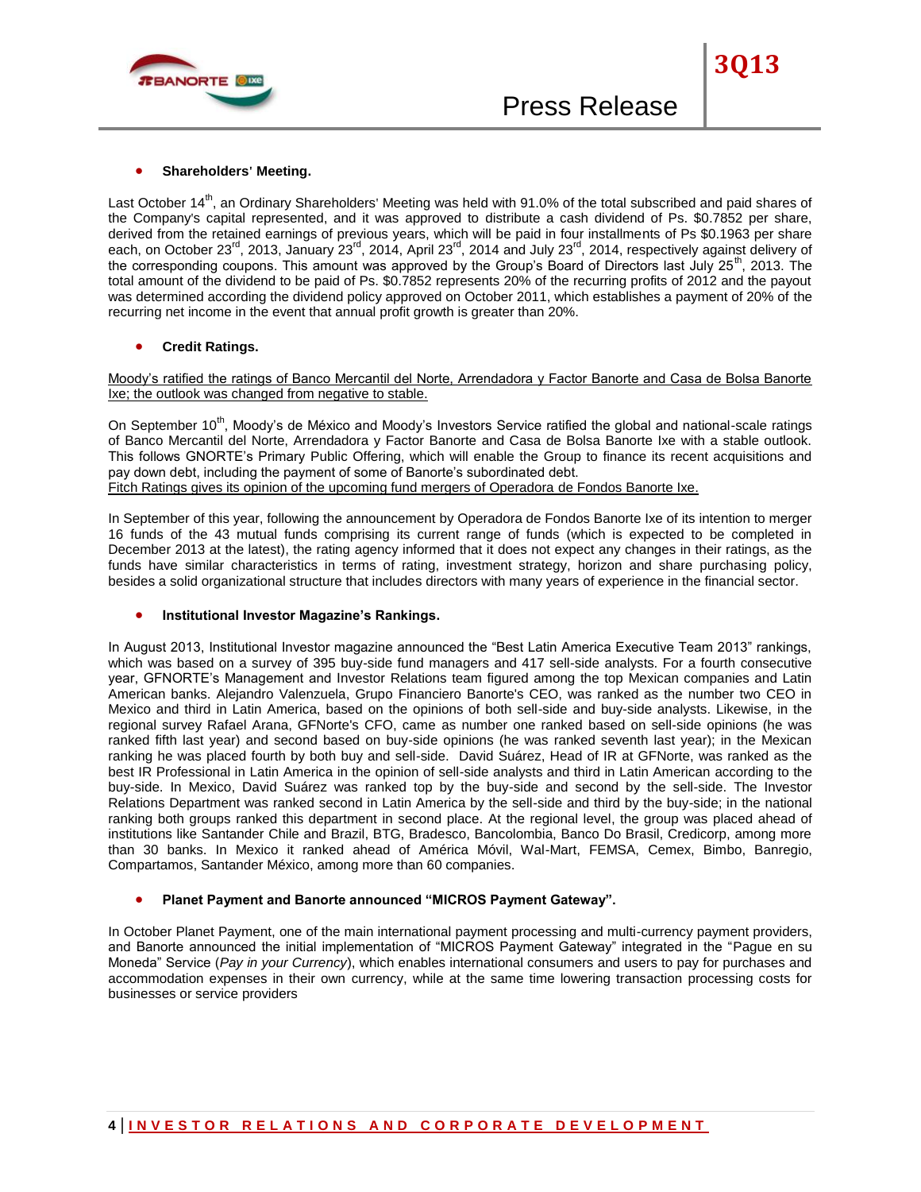- **Shareholders' Meeting.**

Last October 14th, an Ordinary Shareholders' Meeting was held with 91.0% of the total subscribed and paid shares of the Company's capital represented, and it was approved to distribute a cash dividend of Ps. $0.7852 per share, derived from the retained earnings of previous years, which will be paid in four installments of Ps $0.1963 per share each, on October 23rd, 2013, January 23rd, 2014, April 23rd, 2014 and July 23rd, 2014, respectively against delivery of the corresponding coupons. This amount was approved by the Group's Board of Directors last July 25th, 2013. The total amount of the dividend to be paid of Ps. $0.7852 represents 20% of the recurring profits of 2012 and the payout was determined according the dividend policy approved on October 2011, which establishes a payment of 20% of the recurring net income in the event that annual profit growth is greater than 20%.

- **Credit Ratings.**

<u>Moody's ratified the ratings of Banco Mercantil del Norte, Arrendadora y Factor Banorte and Casa de Bolsa Banorte Ixe; the outlook was changed from negative to stable.</u>

On September 10th, Moody's de México and Moody's Investors Service ratified the global and national-scale ratings of Banco Mercantil del Norte, Arrendadora y Factor Banorte and Casa de Bolsa Banorte Ixe with a stable outlook. This follows GNORTE's Primary Public Offering, which will enable the Group to finance its recent acquisitions and pay down debt, including the payment of some of Banorte's subordinated debt.

<u>Fitch Ratings gives its opinion of the upcoming fund mergers of Operadora de Fondos Banorte Ixe.</u>

In September of this year, following the announcement by Operadora de Fondos Banorte Ixe of its intention to merger 16 funds of the 43 mutual funds comprising its current range of funds (which is expected to be completed in December 2013 at the latest), the rating agency informed that it does not expect any changes in their ratings, as the funds have similar characteristics in terms of rating, investment strategy, horizon and share purchasing policy, besides a solid organizational structure that includes directors with many years of experience in the financial sector.

- **Institutional Investor Magazine's Rankings.**

In August 2013, Institutional Investor magazine announced the "Best Latin America Executive Team 2013" rankings, which was based on a survey of 395 buy-side fund managers and 417 sell-side analysts. For a fourth consecutive year, GFNORTE's Management and Investor Relations team figured among the top Mexican companies and Latin American banks. Alejandro Valenzuela, Grupo Financiero Banorte's CEO, was ranked as the number two CEO in Mexico and third in Latin America, based on the opinions of both sell-side and buy-side analysts. Likewise, in the regional survey Rafael Arana, GFNorte's CFO, came as number one ranked based on sell-side opinions (he was ranked fifth last year) and second based on buy-side opinions (he was ranked seventh last year); in the Mexican ranking he was placed fourth by both buy and sell-side. David Suárez, Head of IR at GFNorte, was ranked as the best IR Professional in Latin America in the opinion of sell-side analysts and third in Latin American according to the buy-side. In Mexico, David Suárez was ranked top by the buy-side and second by the sell-side. The Investor Relations Department was ranked second in Latin America by the sell-side and third by the buy-side; in the national ranking both groups ranked this department in second place. At the regional level, the group was placed ahead of institutions like Santander Chile and Brazil, BTG, Bradesco, Bancolombia, Banco Do Brasil, Credicorp, among more than 30 banks. In Mexico it ranked ahead of América Móvil, Wal-Mart, FEMSA, Cemex, Bimbo, Banregio, Compartamos, Santander México, among more than 60 companies.

- **Planet Payment and Banorte announced "MICROS Payment Gateway".**

In October Planet Payment, one of the main international payment processing and multi-currency payment providers, and Banorte announced the initial implementation of "MICROS Payment Gateway" integrated in the "Pague en su Moneda" Service (*Pay in your Currency*), which enables international consumers and users to pay for purchases and accommodation expenses in their own currency, while at the same time lowering transaction processing costs for businesses or service providers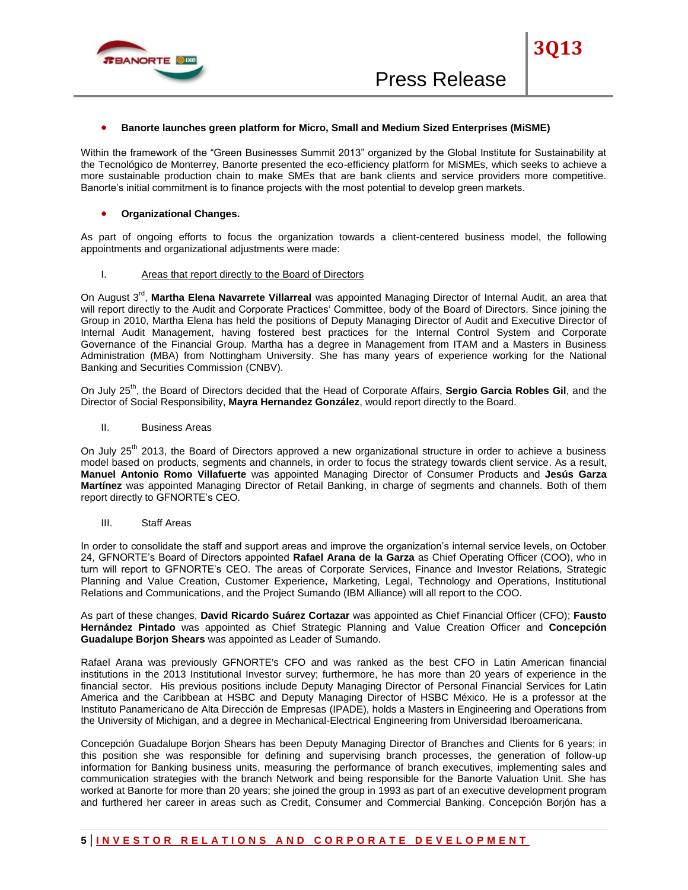- **Banorte launches green platform for Micro, Small and Medium Sized Enterprises (MiSME)**

Within the framework of the "Green Businesses Summit 2013" organized by the Global Institute for Sustainability at the Tecnológico de Monterrey, Banorte presented the eco-efficiency platform for MiSMEs, which seeks to achieve a more sustainable production chain to make SMEs that are bank clients and service providers more competitive. Banorte's initial commitment is to finance projects with the most potential to develop green markets.

- **Organizational Changes.**

As part of ongoing efforts to focus the organization towards a client-centered business model, the following appointments and organizational adjustments were made:

I. Areas that report directly to the Board of Directors

On August 3rd, **Martha Elena Navarrete Villarreal** was appointed Managing Director of Internal Audit, an area that will report directly to the Audit and Corporate Practices' Committee, body of the Board of Directors. Since joining the Group in 2010, Martha Elena has held the positions of Deputy Managing Director of Audit and Executive Director of Internal Audit Management, having fostered best practices for the Internal Control System and Corporate Governance of the Financial Group. Martha has a degree in Management from ITAM and a Masters in Business Administration (MBA) from Nottingham University. She has many years of experience working for the National Banking and Securities Commission (CNBV).

On July 25th, the Board of Directors decided that the Head of Corporate Affairs, **Sergio Garcia Robles Gil**, and the Director of Social Responsibility, **Mayra Hernandez González**, would report directly to the Board.

II. Business Areas

On July 25th 2013, the Board of Directors approved a new organizational structure in order to achieve a business model based on products, segments and channels, in order to focus the strategy towards client service. As a result, **Manuel Antonio Romo Villafuerte** was appointed Managing Director of Consumer Products and **Jesús Garza Martínez** was appointed Managing Director of Retail Banking, in charge of segments and channels. Both of them report directly to GFNORTE's CEO.

III. Staff Areas

In order to consolidate the staff and support areas and improve the organization's internal service levels, on October 24, GFNORTE's Board of Directors appointed **Rafael Arana de la Garza** as Chief Operating Officer (COO), who in turn will report to GFNORTE's CEO. The areas of Corporate Services, Finance and Investor Relations, Strategic Planning and Value Creation, Customer Experience, Marketing, Legal, Technology and Operations, Institutional Relations and Communications, and the Project Sumando (IBM Alliance) will all report to the COO.

As part of these changes, **David Ricardo Suárez Cortazar** was appointed as Chief Financial Officer (CFO); **Fausto Hernández Pintado** was appointed as Chief Strategic Planning and Value Creation Officer and **Concepción Guadalupe Borjon Shears** was appointed as Leader of Sumando.

Rafael Arana was previously GFNORTE's CFO and was ranked as the best CFO in Latin American financial institutions in the 2013 Institutional Investor survey; furthermore, he has more than 20 years of experience in the financial sector. His previous positions include Deputy Managing Director of Personal Financial Services for Latin America and the Caribbean at HSBC and Deputy Managing Director of HSBC México. He is a professor at the Instituto Panamericano de Alta Dirección de Empresas (IPADE), holds a Masters in Engineering and Operations from the University of Michigan, and a degree in Mechanical-Electrical Engineering from Universidad Iberoamericana.

Concepción Guadalupe Borjon Shears has been Deputy Managing Director of Branches and Clients for 6 years; in this position she was responsible for defining and supervising branch processes, the generation of follow-up information for Banking business units, measuring the performance of branch executives, implementing sales and communication strategies with the branch Network and being responsible for the Banorte Valuation Unit. She has worked at Banorte for more than 20 years; she joined the group in 1993 as part of an executive development program and furthered her career in areas such as Credit, Consumer and Commercial Banking. Concepción Borjón has a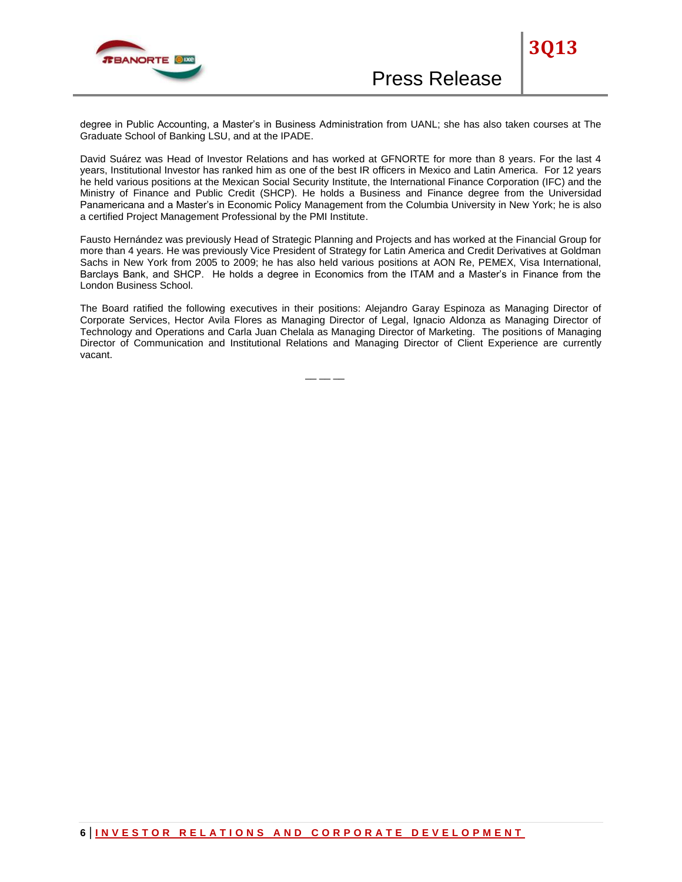degree in Public Accounting, a Master's in Business Administration from UANL; she has also taken courses at The Graduate School of Banking LSU, and at the IPADE.

David Suárez was Head of Investor Relations and has worked at GFNORTE for more than 8 years. For the last 4 years, Institutional Investor has ranked him as one of the best IR officers in Mexico and Latin America. For 12 years he held various positions at the Mexican Social Security Institute, the International Finance Corporation (IFC) and the Ministry of Finance and Public Credit (SHCP). He holds a Business and Finance degree from the Universidad Panamericana and a Master's in Economic Policy Management from the Columbia University in New York; he is also a certified Project Management Professional by the PMI Institute.

Fausto Hernández was previously Head of Strategic Planning and Projects and has worked at the Financial Group for more than 4 years. He was previously Vice President of Strategy for Latin America and Credit Derivatives at Goldman Sachs in New York from 2005 to 2009; he has also held various positions at AON Re, PEMEX, Visa International, Barclays Bank, and SHCP. He holds a degree in Economics from the ITAM and a Master's in Finance from the London Business School.

The Board ratified the following executives in their positions: Alejandro Garay Espinoza as Managing Director of Corporate Services, Hector Avila Flores as Managing Director of Legal, Ignacio Aldonza as Managing Director of Technology and Operations and Carla Juan Chelala as Managing Director of Marketing. The positions of Managing Director of Communication and Institutional Relations and Managing Director of Client Experience are currently vacant.

— — —